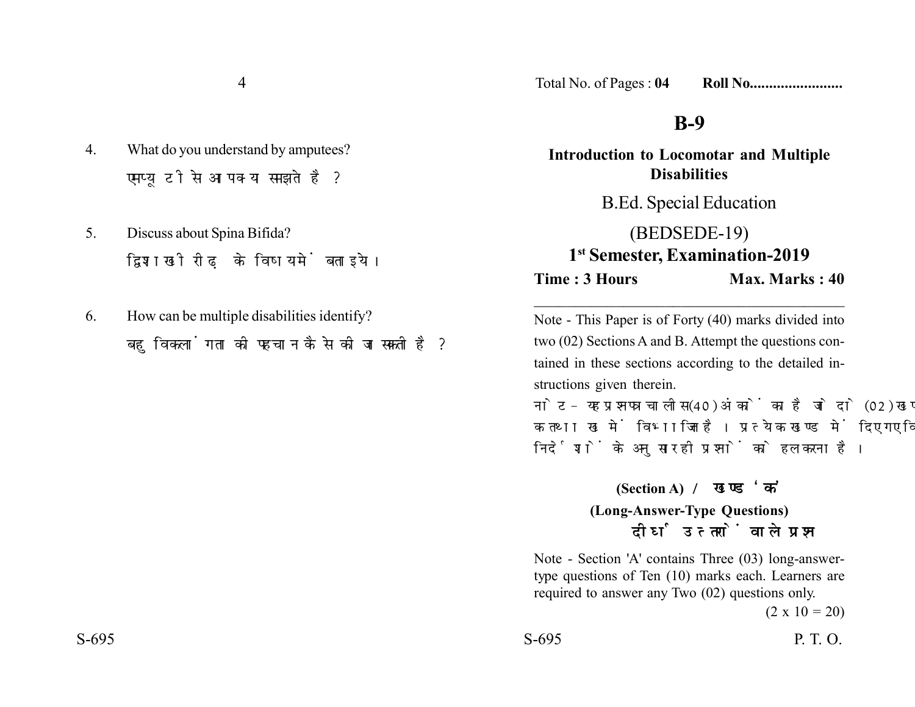4. What do you understand by amputees?

   एम्प्यूटी से आप क्या समझते हैं?

5. Discuss about Spina Bifida?

   द्विशाखी रीढ़ के विषय में बताइये।

6. How can be multiple disabilities identify?

   बहुविकलांगता की पहचान कैसे की जा सकती है?

Total No. of Pages : **04** **Roll No.......................**

# B-9

## Introduction to Locomotar and Multiple Disabilities

B.Ed. Special Education

(BEDSEDE-19)

**1st Semester, Examination-2019**

**Time : 3 Hours** **Max. Marks : 40**

---

Note - This Paper is of Forty (40) marks divided into two (02) Sections A and B. Attempt the questions contained in these sections according to the detailed instructions given therein.

नोट - यह प्रश्नपत्र चालीस (40) अंकों का है जो दो (02) खण्डों क तथा ख में विभाजित है। प्रत्येक खण्ड में दिए गए विस्तृत निर्देशों के अनुसार ही प्रश्नों को हल करना है।

### (Section A) / खण्ड 'क'

### (Long-Answer-Type Questions)

### दीर्घ उत्तरों वाले प्रश्न

Note - Section 'A' contains Three (03) long-answer-type questions of Ten (10) marks each. Learners are required to answer any Two (02) questions only.

(2 x 10 = 20)

P. T. O.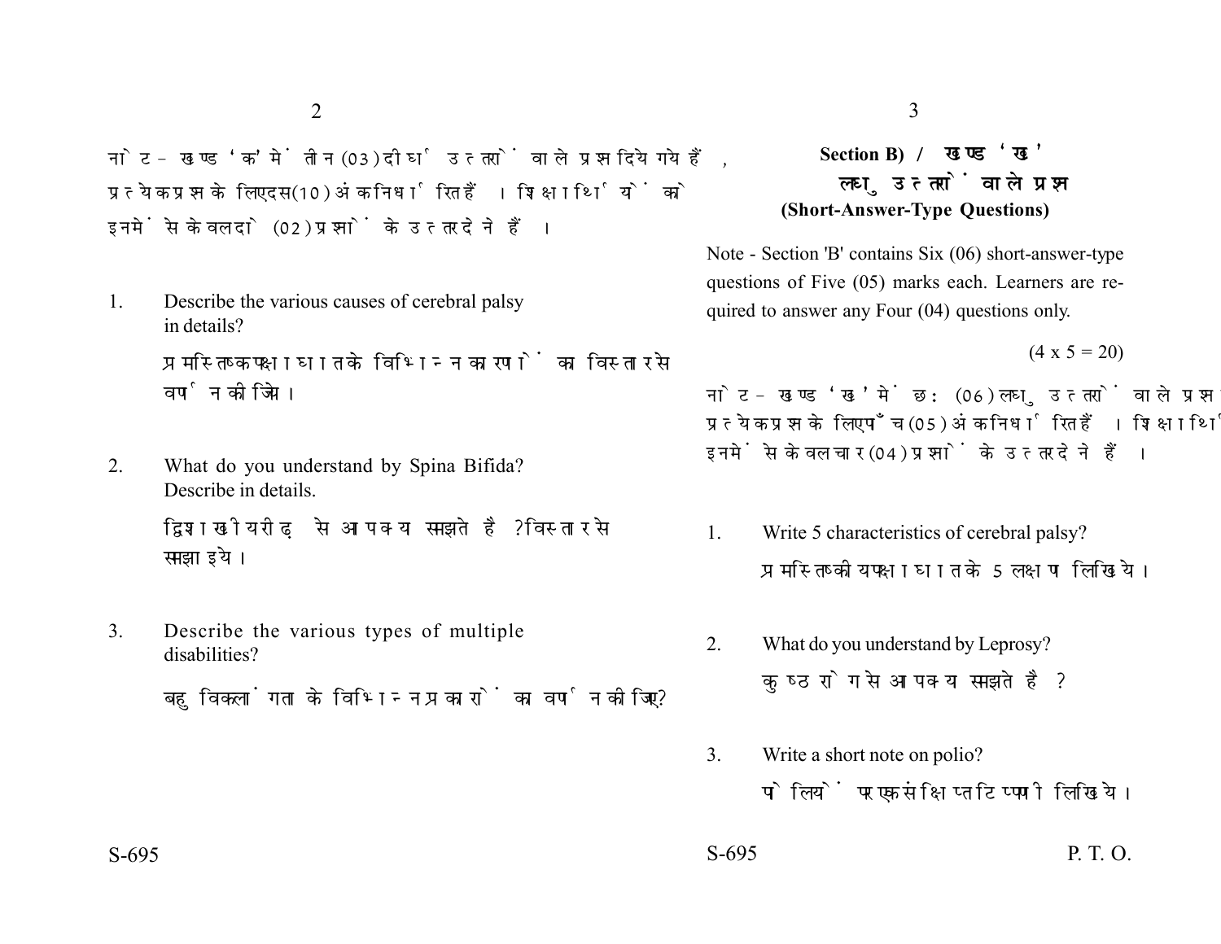नोट - खण्ड 'क' में तीन (03) दीर्घ उत्तरों वाले प्रश्न दिये गये हैं, प्रत्येक प्रश्न के लिए दस (10) अंक निर्धारित हैं। शिक्षार्थियों को इनमें से केवल दो (02) प्रश्नों के उत्तर देने हैं।

1. Describe the various causes of cerebral palsy in details?

   प्रमस्तिष्क पक्षाघात के विभिन्न कारणों का विस्तार से वर्णन कीजिये।

2. What do you understand by Spina Bifida? Describe in details.

   द्विशाखीय रीढ़ से आप क्या समझते है? विस्तार से समझाइये।

3. Describe the various types of multiple disabilities?

   बहु विकलांगता के विभिन्न प्रकारों का वर्णन कीजिए?

## Section B) / खण्ड 'ख'

### लघु उत्तरों वाले प्रश्न

### (Short-Answer-Type Questions)

Note - Section 'B' contains Six (06) short-answer-type questions of Five (05) marks each. Learners are required to answer any Four (04) questions only.

(4 x 5 = 20)

नोट - खण्ड 'ख' में छः (06) लघु उत्तरों वाले प्रश्न दिये गये हैं, प्रत्येक प्रश्न के लिए पाँच (05) अंक निर्धारित हैं। शिक्षार्थियों को इनमें से केवल चार (04) प्रश्नों के उत्तर देने हैं।

1. Write 5 characteristics of cerebral palsy?

   प्रमस्तिष्कीय पक्षाघात के 5 लक्षण लिखिये।

2. What do you understand by Leprosy?

   कुष्ठ रोग से आप क्या समझते है?

3. Write a short note on polio?

   पोलियो पर एक संक्षिप्त टिप्पणी लिखिये।

P. T. O.